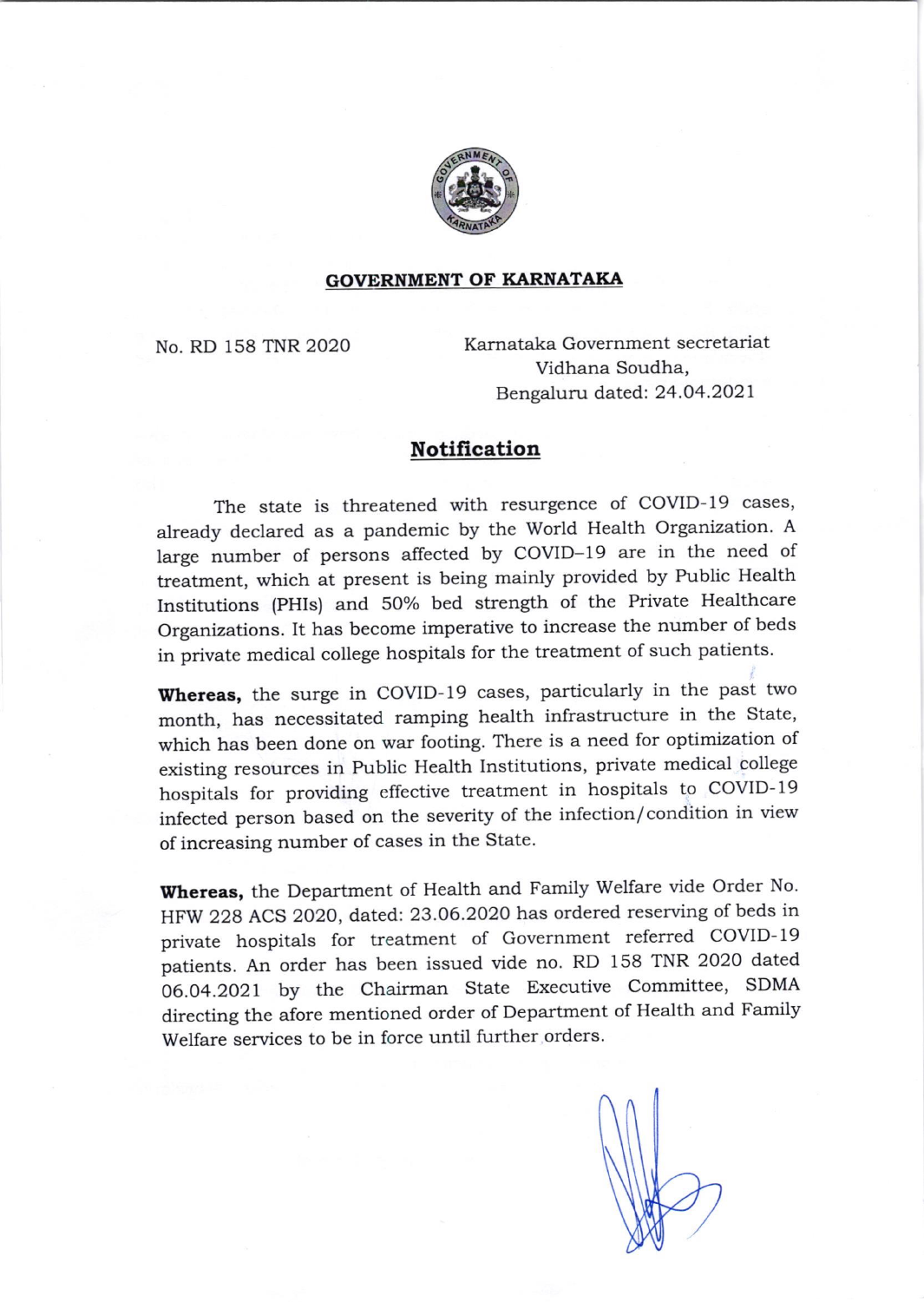**GOVERNMENT OF KARNATAKA**

No. RD 158 TNR 2020

Karnataka Government secretariat
Vidhana Soudha,
Bengaluru dated: 24.04.2021

## Notification

The state is threatened with resurgence of COVID-19 cases, already declared as a pandemic by the World Health Organization. A large number of persons affected by COVID–19 are in the need of treatment, which at present is being mainly provided by Public Health Institutions (PHIs) and 50% bed strength of the Private Healthcare Organizations. It has become imperative to increase the number of beds in private medical college hospitals for the treatment of such patients.

**Whereas,** the surge in COVID-19 cases, particularly in the past two month, has necessitated ramping health infrastructure in the State, which has been done on war footing. There is a need for optimization of existing resources in Public Health Institutions, private medical college hospitals for providing effective treatment in hospitals to COVID-19 infected person based on the severity of the infection/condition in view of increasing number of cases in the State.

**Whereas,** the Department of Health and Family Welfare vide Order No. HFW 228 ACS 2020, dated: 23.06.2020 has ordered reserving of beds in private hospitals for treatment of Government referred COVID-19 patients. An order has been issued vide no. RD 158 TNR 2020 dated 06.04.2021 by the Chairman State Executive Committee, SDMA directing the afore mentioned order of Department of Health and Family Welfare services to be in force until further orders.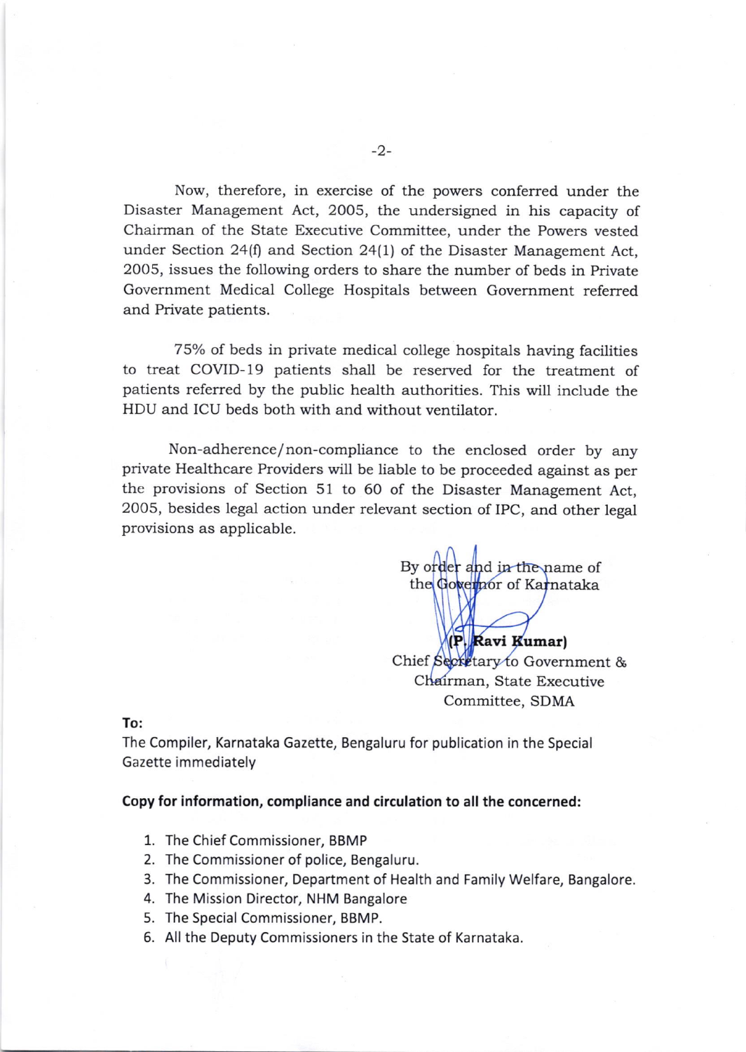Now, therefore, in exercise of the powers conferred under the Disaster Management Act, 2005, the undersigned in his capacity of Chairman of the State Executive Committee, under the Powers vested under Section 24(f) and Section 24(1) of the Disaster Management Act, 2005, issues the following orders to share the number of beds in Private Government Medical College Hospitals between Government referred and Private patients.

75% of beds in private medical college hospitals having facilities to treat COVID-19 patients shall be reserved for the treatment of patients referred by the public health authorities. This will include the HDU and ICU beds both with and without ventilator.

Non-adherence/non-compliance to the enclosed order by any private Healthcare Providers will be liable to be proceeded against as per the provisions of Section 51 to 60 of the Disaster Management Act, 2005, besides legal action under relevant section of IPC, and other legal provisions as applicable.

By order and in the name of
the Governor of Karnataka

**(P. Ravi Kumar)**
Chief Secretary to Government &
Chairman, State Executive
Committee, SDMA

**To:**
The Compiler, Karnataka Gazette, Bengaluru for publication in the Special Gazette immediately

**Copy for information, compliance and circulation to all the concerned:**

1. The Chief Commissioner, BBMP
2. The Commissioner of police, Bengaluru.
3. The Commissioner, Department of Health and Family Welfare, Bangalore.
4. The Mission Director, NHM Bangalore
5. The Special Commissioner, BBMP.
6. All the Deputy Commissioners in the State of Karnataka.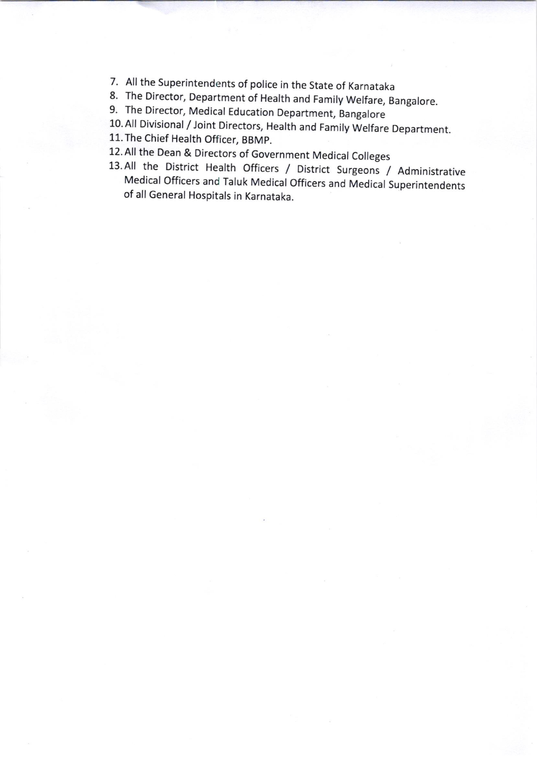7. All the Superintendents of police in the State of Karnataka
8. The Director, Department of Health and Family Welfare, Bangalore.
9. The Director, Medical Education Department, Bangalore
10. All Divisional / Joint Directors, Health and Family Welfare Department.
11. The Chief Health Officer, BBMP.
12. All the Dean & Directors of Government Medical Colleges
13. All the District Health Officers / District Surgeons / Administrative Medical Officers and Taluk Medical Officers and Medical Superintendents of all General Hospitals in Karnataka.